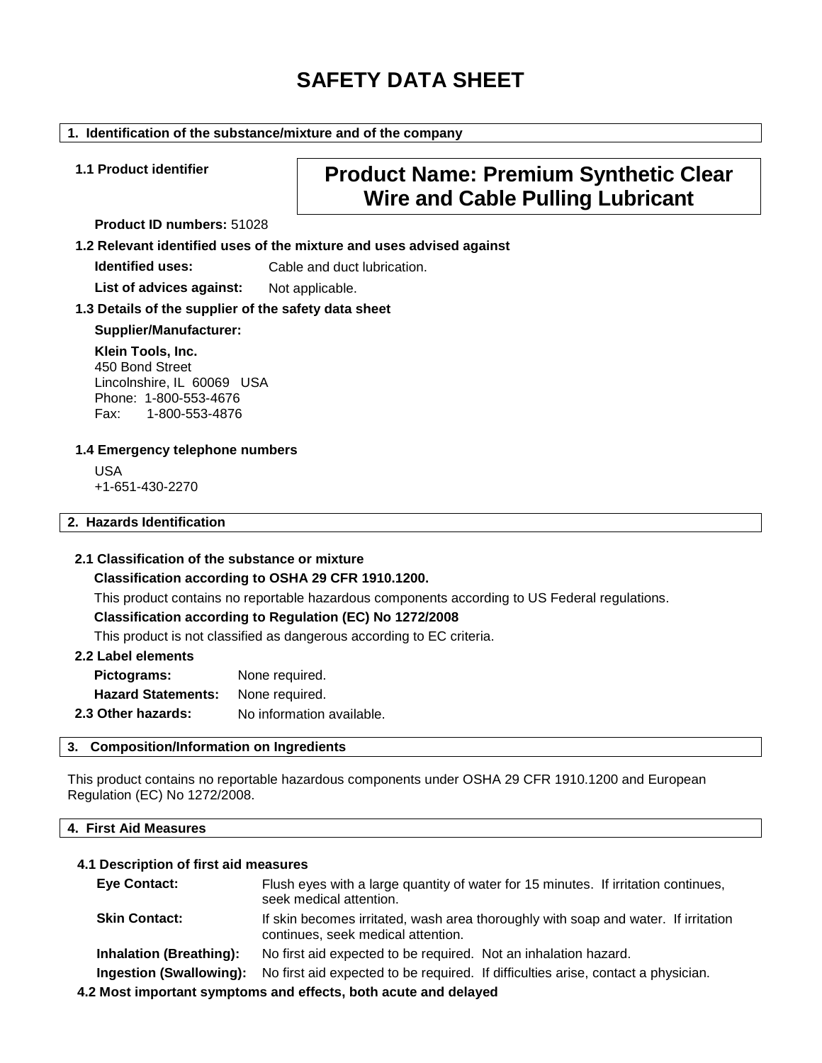# SAFETY DATA SHEET

## 1. Identification of the substance/mixture and of the company

**1.1 Product identifier**

**Product Name: Premium Synthetic Clear Wire and Cable Pulling Lubricant**

**Product ID numbers:** 51028

**1.2 Relevant identified uses of the mixture and uses advised against**

**Identified uses:** Cable and duct lubrication.

**List of advices against:** Not applicable.

**1.3 Details of the supplier of the safety data sheet**

**Supplier/Manufacturer:**

**Klein Tools, Inc.**
450 Bond Street
Lincolnshire, IL 60069 USA
Phone: 1-800-553-4676
Fax: 1-800-553-4876

**1.4 Emergency telephone numbers**

USA
+1-651-430-2270

## 2. Hazards Identification

**2.1 Classification of the substance or mixture**

**Classification according to OSHA 29 CFR 1910.1200.**

This product contains no reportable hazardous components according to US Federal regulations.

**Classification according to Regulation (EC) No 1272/2008**

This product is not classified as dangerous according to EC criteria.

**2.2 Label elements**

**Pictograms:** None required.

**Hazard Statements:** None required.

**2.3 Other hazards:** No information available.

## 3. Composition/Information on Ingredients

This product contains no reportable hazardous components under OSHA 29 CFR 1910.1200 and European Regulation (EC) No 1272/2008.

## 4. First Aid Measures

**4.1 Description of first aid measures**

**Eye Contact:** Flush eyes with a large quantity of water for 15 minutes. If irritation continues, seek medical attention.

**Skin Contact:** If skin becomes irritated, wash area thoroughly with soap and water. If irritation continues, seek medical attention.

**Inhalation (Breathing):** No first aid expected to be required. Not an inhalation hazard.

**Ingestion (Swallowing):** No first aid expected to be required. If difficulties arise, contact a physician.

**4.2 Most important symptoms and effects, both acute and delayed**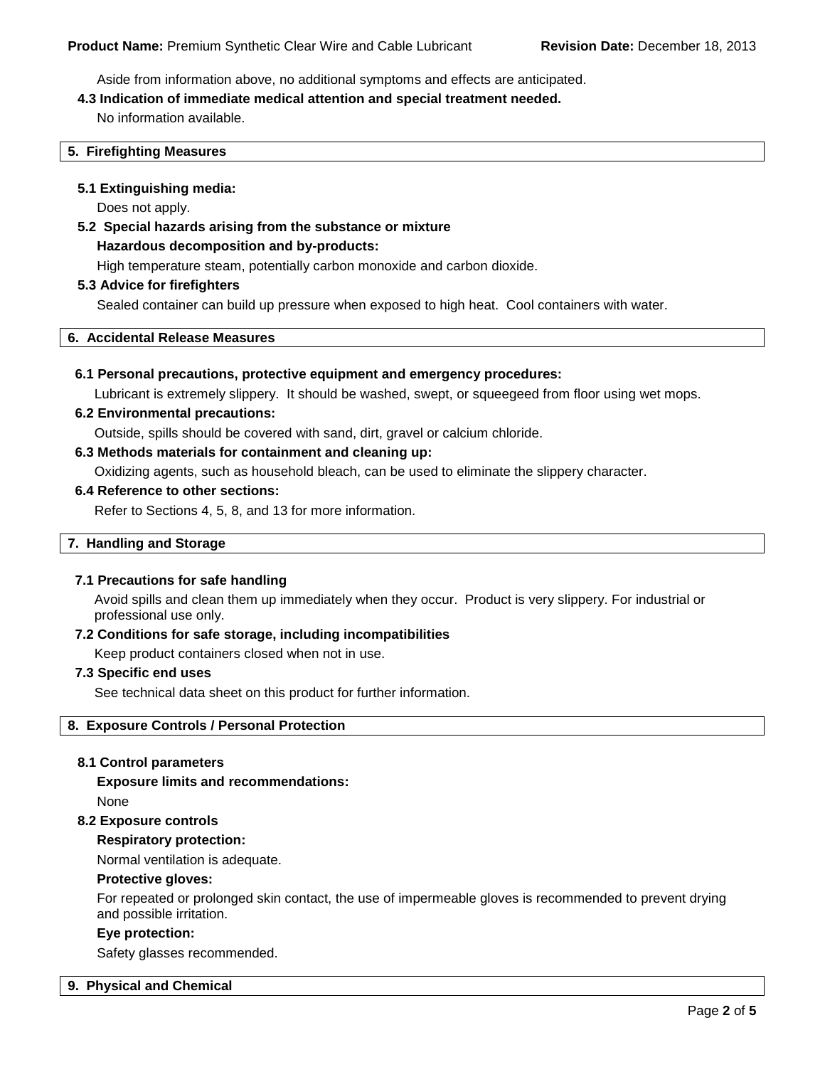Aside from information above, no additional symptoms and effects are anticipated.

**4.3 Indication of immediate medical attention and special treatment needed.**

No information available.

## 5. Firefighting Measures

**5.1 Extinguishing media:**

Does not apply.

**5.2 Special hazards arising from the substance or mixture**

**Hazardous decomposition and by-products:**

High temperature steam, potentially carbon monoxide and carbon dioxide.

**5.3 Advice for firefighters**

Sealed container can build up pressure when exposed to high heat. Cool containers with water.

## 6. Accidental Release Measures

**6.1 Personal precautions, protective equipment and emergency procedures:**

Lubricant is extremely slippery. It should be washed, swept, or squeegeed from floor using wet mops.

**6.2 Environmental precautions:**

Outside, spills should be covered with sand, dirt, gravel or calcium chloride.

**6.3 Methods materials for containment and cleaning up:**

Oxidizing agents, such as household bleach, can be used to eliminate the slippery character.

**6.4 Reference to other sections:**

Refer to Sections 4, 5, 8, and 13 for more information.

## 7. Handling and Storage

**7.1 Precautions for safe handling**

Avoid spills and clean them up immediately when they occur. Product is very slippery. For industrial or professional use only.

**7.2 Conditions for safe storage, including incompatibilities**

Keep product containers closed when not in use.

**7.3 Specific end uses**

See technical data sheet on this product for further information.

## 8. Exposure Controls / Personal Protection

**8.1 Control parameters**

**Exposure limits and recommendations:**

None

**8.2 Exposure controls**

**Respiratory protection:**

Normal ventilation is adequate.

**Protective gloves:**

For repeated or prolonged skin contact, the use of impermeable gloves is recommended to prevent drying and possible irritation.

**Eye protection:**

Safety glasses recommended.

## 9. Physical and Chemical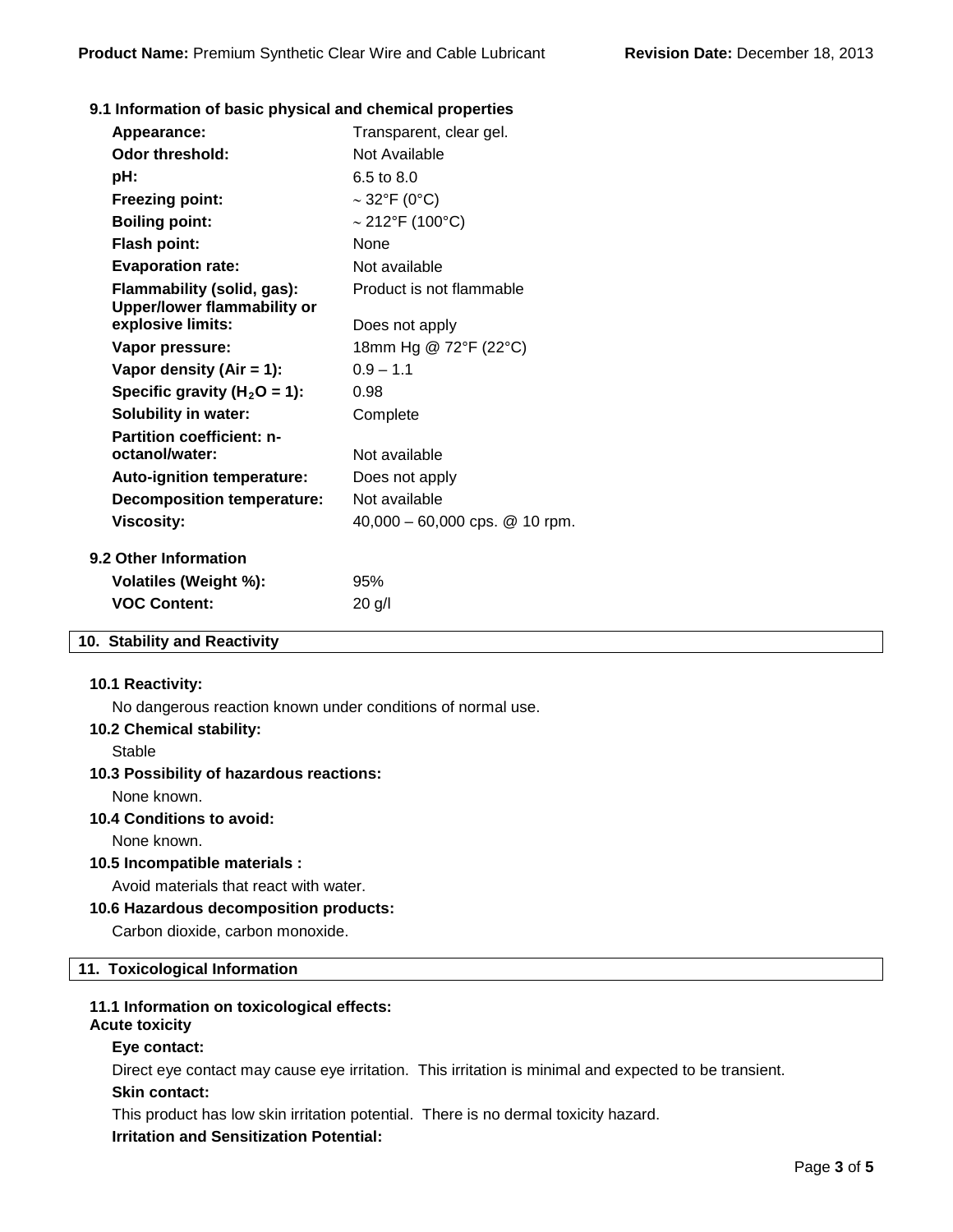### 9.1 Information of basic physical and chemical properties

| Property | Value |
|---|---|
| **Appearance:** | Transparent, clear gel. |
| **Odor threshold:** | Not Available |
| **pH:** | 6.5 to 8.0 |
| **Freezing point:** | ~ 32°F (0°C) |
| **Boiling point:** | ~ 212°F (100°C) |
| **Flash point:** | None |
| **Evaporation rate:** | Not available |
| **Flammability (solid, gas):** | Product is not flammable |
| **Upper/lower flammability or explosive limits:** | Does not apply |
| **Vapor pressure:** | 18mm Hg @ 72°F (22°C) |
| **Vapor density (Air = 1):** | 0.9 – 1.1 |
| **Specific gravity ($H_2O$ = 1):** | 0.98 |
| **Solubility in water:** | Complete |
| **Partition coefficient: n-octanol/water:** | Not available |
| **Auto-ignition temperature:** | Does not apply |
| **Decomposition temperature:** | Not available |
| **Viscosity:** | 40,000 – 60,000 cps. @ 10 rpm. |

### 9.2 Other Information

| Property | Value |
|---|---|
| **Volatiles (Weight %):** | 95% |
| **VOC Content:** | 20 g/l |

## 10. Stability and Reactivity

**10.1 Reactivity:**

No dangerous reaction known under conditions of normal use.

**10.2 Chemical stability:**

Stable

**10.3 Possibility of hazardous reactions:**

None known.

**10.4 Conditions to avoid:**

None known.

**10.5 Incompatible materials :**

Avoid materials that react with water.

**10.6 Hazardous decomposition products:**

Carbon dioxide, carbon monoxide.

## 11. Toxicological Information

**11.1 Information on toxicological effects:**

**Acute toxicity**

**Eye contact:**

Direct eye contact may cause eye irritation. This irritation is minimal and expected to be transient.

**Skin contact:**

This product has low skin irritation potential. There is no dermal toxicity hazard.

**Irritation and Sensitization Potential:**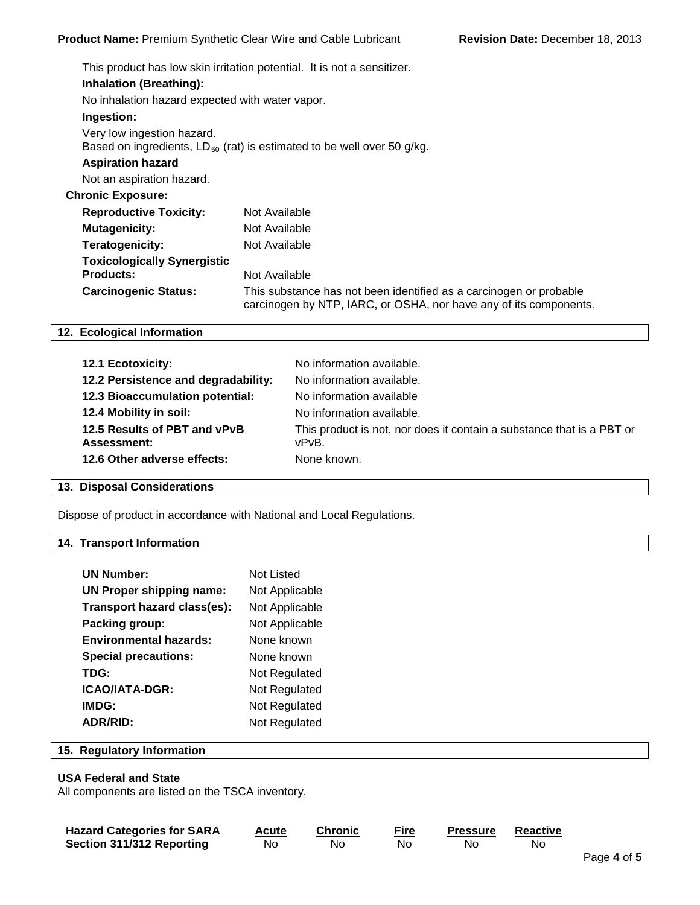This product has low skin irritation potential. It is not a sensitizer.

**Inhalation (Breathing):**

No inhalation hazard expected with water vapor.

**Ingestion:**

Very low ingestion hazard.
Based on ingredients, $LD_{50}$ (rat) is estimated to be well over 50 g/kg.

**Aspiration hazard**

Not an aspiration hazard.

**Chronic Exposure:**

| | |
|---|---|
| **Reproductive Toxicity:** | Not Available |
| **Mutagenicity:** | Not Available |
| **Teratogenicity:** | Not Available |
| **Toxicologically Synergistic Products:** | Not Available |
| **Carcinogenic Status:** | This substance has not been identified as a carcinogen or probable carcinogen by NTP, IARC, or OSHA, nor have any of its components. |

## 12. Ecological Information

| | |
|---|---|
| **12.1 Ecotoxicity:** | No information available. |
| **12.2 Persistence and degradability:** | No information available. |
| **12.3 Bioaccumulation potential:** | No information available |
| **12.4 Mobility in soil:** | No information available. |
| **12.5 Results of PBT and vPvB Assessment:** | This product is not, nor does it contain a substance that is a PBT or vPvB. |
| **12.6 Other adverse effects:** | None known. |

## 13. Disposal Considerations

Dispose of product in accordance with National and Local Regulations.

## 14. Transport Information

| | |
|---|---|
| **UN Number:** | Not Listed |
| **UN Proper shipping name:** | Not Applicable |
| **Transport hazard class(es):** | Not Applicable |
| **Packing group:** | Not Applicable |
| **Environmental hazards:** | None known |
| **Special precautions:** | None known |
| **TDG:** | Not Regulated |
| **ICAO/IATA-DGR:** | Not Regulated |
| **IMDG:** | Not Regulated |
| **ADR/RID:** | Not Regulated |

## 15. Regulatory Information

**USA Federal and State**

All components are listed on the TSCA inventory.

| Hazard Categories for SARA Section 311/312 Reporting | Acute | Chronic | Fire | Pressure | Reactive |
|---|---|---|---|---|---|
| | No | No | No | No | No |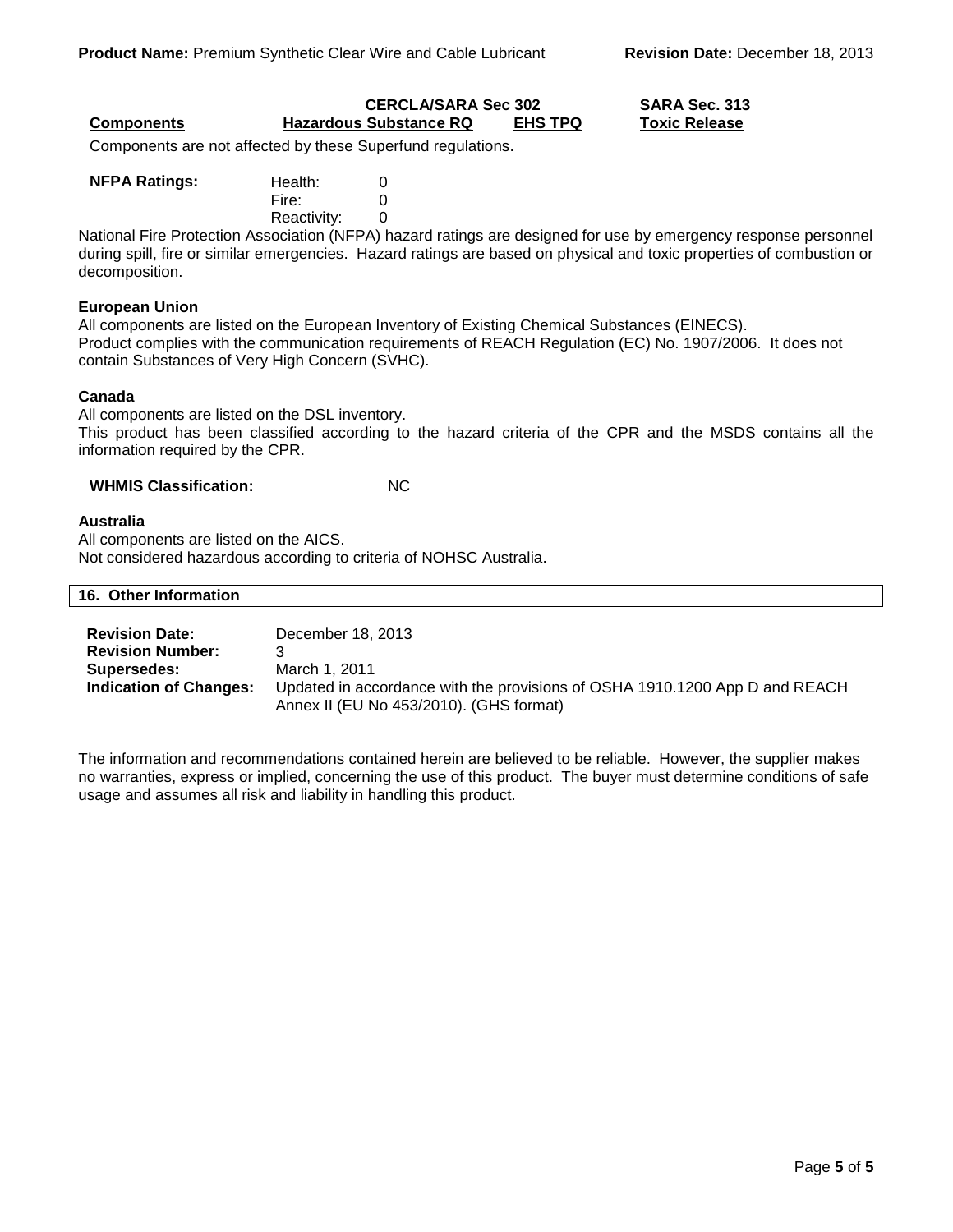| Components | CERCLA/SARA Sec 302 Hazardous Substance RQ | EHS TPQ | SARA Sec. 313 Toxic Release |
|---|---|---|---|

Components are not affected by these Superfund regulations.

**NFPA Ratings:**

| | | |
|---|---|---|
| | Health: | 0 |
| | Fire: | 0 |
| | Reactivity: | 0 |

National Fire Protection Association (NFPA) hazard ratings are designed for use by emergency response personnel during spill, fire or similar emergencies. Hazard ratings are based on physical and toxic properties of combustion or decomposition.

**European Union**

All components are listed on the European Inventory of Existing Chemical Substances (EINECS).
Product complies with the communication requirements of REACH Regulation (EC) No. 1907/2006. It does not contain Substances of Very High Concern (SVHC).

**Canada**

All components are listed on the DSL inventory.
This product has been classified according to the hazard criteria of the CPR and the MSDS contains all the information required by the CPR.

**WHMIS Classification:** NC

**Australia**

All components are listed on the AICS.
Not considered hazardous according to criteria of NOHSC Australia.

## 16. Other Information

| | |
|---|---|
| **Revision Date:** | December 18, 2013 |
| **Revision Number:** | 3 |
| **Supersedes:** | March 1, 2011 |
| **Indication of Changes:** | Updated in accordance with the provisions of OSHA 1910.1200 App D and REACH Annex II (EU No 453/2010). (GHS format) |

The information and recommendations contained herein are believed to be reliable. However, the supplier makes no warranties, express or implied, concerning the use of this product. The buyer must determine conditions of safe usage and assumes all risk and liability in handling this product.